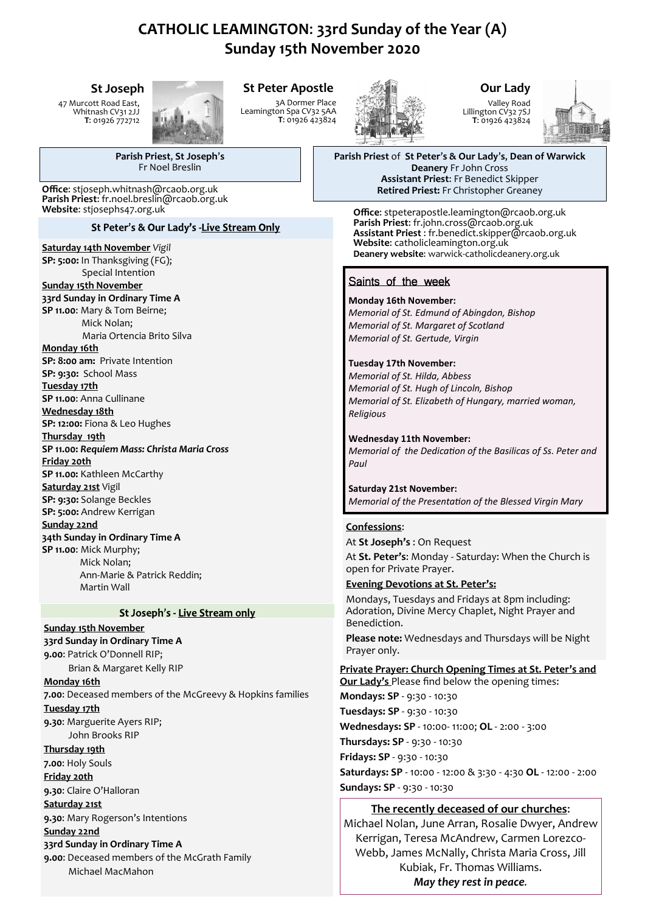# CATHOLIC LEAMINGTON: 33rd Sunday of the Year (A)
## Sunday 15th November 2020

### St Joseph

47 Murcott Road East,
Whitnash CV31 2JJ
**T**: 01926 772712

### St Peter Apostle

3A Dormer Place
Leamington Spa CV32 5AA
**T**: 01926 423824

### Our Lady

Valley Road
Lillington CV32 7SJ
**T**: 01926 423824

**Parish Priest, St Joseph's**
Fr Noel Breslin

**Office**: stjoseph.whitnash@rcaob.org.uk
**Parish Priest**: fr.noel.breslin@rcaob.org.uk
**Website**: stjosephs47.org.uk

**Parish Priest** of **St Peter's & Our Lady's, Dean of Warwick Deanery** Fr John Cross
**Assistant Priest**: Fr Benedict Skipper
**Retired Priest:** Fr Christopher Greaney

**Office**: stpeterapostle.leamington@rcaob.org.uk
**Parish Priest**: fr.john.cross@rcaob.org.uk
**Assistant Priest** : fr.benedict.skipper@rcaob.org.uk
**Website**: catholicleamington.org.uk
**Deanery website**: warwick-catholicdeanery.org.uk

### St Peter's & Our Lady's -<u>Live Stream Only</u>

**<u>Saturday 14th November</u>** *Vigil*
**SP: 5:00:** In Thanksgiving (FG); Special Intention

**<u>Sunday 15th November</u>**
**33rd Sunday in Ordinary Time A**
**SP 11.00**: Mary & Tom Beirne; Mick Nolan; Maria Ortencia Brito Silva

**<u>Monday 16th</u>**
**SP: 8:00 am:** Private Intention
**SP: 9:30:** School Mass

**<u>Tuesday 17th</u>**
**SP 11.00**: Anna Cullinane

**<u>Wednesday 18th</u>**
**SP: 12:00:** Fiona & Leo Hughes

**<u>Thursday 19th</u>**
**SP 11.00:** ***Requiem Mass: Christa Maria Cross***

**<u>Friday 20th</u>**
**SP 11.00:** Kathleen McCarthy

**<u>Saturday 21st</u>** Vigil
**SP: 9:30:** Solange Beckles
**SP: 5:00:** Andrew Kerrigan

**<u>Sunday 22nd</u>**
**34th Sunday in Ordinary Time A**
**SP 11.00**: Mick Murphy; Mick Nolan; Ann-Marie & Patrick Reddin; Martin Wall

### St Joseph's - <u>Live Stream only</u>

**<u>Sunday 15th November</u>**
**33rd Sunday in Ordinary Time A**
**9.00**: Patrick O'Donnell RIP; Brian & Margaret Kelly RIP

**<u>Monday 16th</u>**
**7.00**: Deceased members of the McGreevy & Hopkins families

**<u>Tuesday 17th</u>**
**9.30**: Marguerite Ayers RIP; John Brooks RIP

**<u>Thursday 19th</u>**
**7.00**: Holy Souls

**<u>Friday 20th</u>**
**9.30**: Claire O'Halloran

**<u>Saturday 21st</u>**
**9.30**: Mary Rogerson's Intentions

**<u>Sunday 22nd</u>**
**33rd Sunday in Ordinary Time A**
**9.00**: Deceased members of the McGrath Family; Michael MacMahon

### <u>Saints of the week</u>

**Monday 16th November:**
*Memorial of St. Edmund of Abingdon, Bishop*
*Memorial of St. Margaret of Scotland*
*Memorial of St. Gertude, Virgin*

**Tuesday 17th November:**
*Memorial of St. Hilda, Abbess*
*Memorial of St. Hugh of Lincoln, Bishop*
*Memorial of St. Elizabeth of Hungary, married woman, Religious*

**Wednesday 11th November:**
*Memorial of the Dedication of the Basilicas of Ss. Peter and Paul*

**Saturday 21st November:**
*Memorial of the Presentation of the Blessed Virgin Mary*

**<u>Confessions</u>**:

At **St Joseph's** : On Request

At **St. Peter's**: Monday - Saturday: When the Church is open for Private Prayer.

**<u>Evening Devotions at St. Peter's:</u>**

Mondays, Tuesdays and Fridays at 8pm including: Adoration, Divine Mercy Chaplet, Night Prayer and Benediction.

**Please note:** Wednesdays and Thursdays will be Night Prayer only.

**<u>Private Prayer: Church Opening Times at St. Peter's and Our Lady's</u>** Please find below the opening times:

**Mondays: SP** - 9:30 - 10:30
**Tuesdays: SP** - 9:30 - 10:30
**Wednesdays: SP** - 10:00- 11:00; **OL** - 2:00 - 3:00
**Thursdays: SP** - 9:30 - 10:30
**Fridays: SP** - 9:30 - 10:30
**Saturdays: SP** - 10:00 - 12:00 & 3:30 - 4:30 **OL** - 12:00 - 2:00
**Sundays: SP** - 9:30 - 10:30

**<u>The recently deceased of our churches</u>**:

Michael Nolan, June Arran, Rosalie Dwyer, Andrew Kerrigan, Teresa McAndrew, Carmen Lorezco-Webb, James McNally, Christa Maria Cross, Jill Kubiak, Fr. Thomas Williams.

***May they rest in peace.***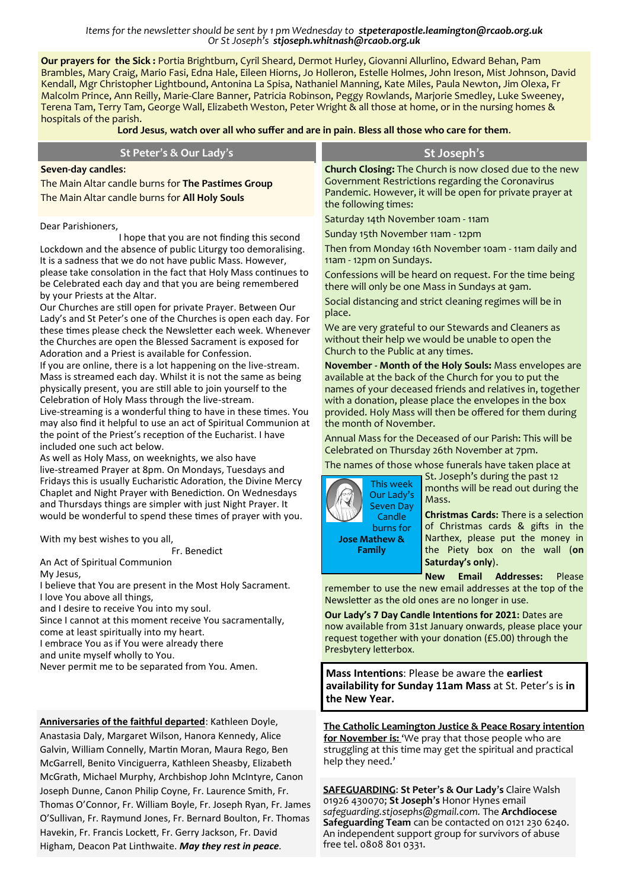*Items for the newsletter should be sent by 1 pm Wednesday to **stpeterapostle.leamington@rcaob.org.uk***
*Or St Joseph's **stjoseph.whitnash@rcaob.org.uk***

**Our prayers for the Sick :** Portia Brightburn, Cyril Sheard, Dermot Hurley, Giovanni Allurlino, Edward Behan, Pam Brambles, Mary Craig, Mario Fasi, Edna Hale, Eileen Hiorns, Jo Holleron, Estelle Holmes, John Ireson, Mist Johnson, David Kendall, Mgr Christopher Lightbound, Antonina La Spisa, Nathaniel Manning, Kate Miles, Paula Newton, Jim Olexa, Fr Malcolm Prince, Ann Reilly, Marie-Clare Banner, Patricia Robinson, Peggy Rowlands, Marjorie Smedley, Luke Sweeney, Terena Tam, Terry Tam, George Wall, Elizabeth Weston, Peter Wright & all those at home, or in the nursing homes & hospitals of the parish.

**Lord Jesus, watch over all who suffer and are in pain. Bless all those who care for them.**

## St Peter's & Our Lady's

**Seven-day candles:**

The Main Altar candle burns for **The Pastimes Group**

The Main Altar candle burns for **All Holy Souls**

Dear Parishioners,

I hope that you are not finding this second Lockdown and the absence of public Liturgy too demoralising. It is a sadness that we do not have public Mass. However, please take consolation in the fact that Holy Mass continues to be Celebrated each day and that you are being remembered by your Priests at the Altar.

Our Churches are still open for private Prayer. Between Our Lady's and St Peter's one of the Churches is open each day. For these times please check the Newsletter each week. Whenever the Churches are open the Blessed Sacrament is exposed for Adoration and a Priest is available for Confession.

If you are online, there is a lot happening on the live-stream. Mass is streamed each day. Whilst it is not the same as being physically present, you are still able to join yourself to the Celebration of Holy Mass through the live-stream.

Live-streaming is a wonderful thing to have in these times. You may also find it helpful to use an act of Spiritual Communion at the point of the Priest's reception of the Eucharist. I have included one such act below.

As well as Holy Mass, on weeknights, we also have live-streamed Prayer at 8pm. On Mondays, Tuesdays and Fridays this is usually Eucharistic Adoration, the Divine Mercy Chaplet and Night Prayer with Benediction. On Wednesdays and Thursdays things are simpler with just Night Prayer. It would be wonderful to spend these times of prayer with you.

With my best wishes to you all,

Fr. Benedict

An Act of Spiritual Communion

My Jesus,
I believe that You are present in the Most Holy Sacrament.
I love You above all things,
and I desire to receive You into my soul.
Since I cannot at this moment receive You sacramentally,
come at least spiritually into my heart.
I embrace You as if You were already there
and unite myself wholly to You.
Never permit me to be separated from You. Amen.

**Anniversaries of the faithful departed**: Kathleen Doyle, Anastasia Daly, Margaret Wilson, Hanora Kennedy, Alice Galvin, William Connelly, Martin Moran, Maura Rego, Ben McGarrell, Benito Vinciguerra, Kathleen Sheasby, Elizabeth McGrath, Michael Murphy, Archbishop John McIntyre, Canon Joseph Dunne, Canon Philip Coyne, Fr. Laurence Smith, Fr. Thomas O'Connor, Fr. William Boyle, Fr. Joseph Ryan, Fr. James O'Sullivan, Fr. Raymund Jones, Fr. Bernard Boulton, Fr. Thomas Havekin, Fr. Francis Lockett, Fr. Gerry Jackson, Fr. David Higham, Deacon Pat Linthwaite. ***May they rest in peace.***

## St Joseph's

**Church Closing:** The Church is now closed due to the new Government Restrictions regarding the Coronavirus Pandemic. However, it will be open for private prayer at the following times:

Saturday 14th November 10am - 11am

Sunday 15th November 11am - 12pm

Then from Monday 16th November 10am - 11am daily and 11am - 12pm on Sundays.

Confessions will be heard on request. For the time being there will only be one Mass in Sundays at 9am.

Social distancing and strict cleaning regimes will be in place.

We are very grateful to our Stewards and Cleaners as without their help we would be unable to open the Church to the Public at any times.

**November - Month of the Holy Souls:** Mass envelopes are available at the back of the Church for you to put the names of your deceased friends and relatives in, together with a donation, please place the envelopes in the box provided. Holy Mass will then be offered for them during the month of November.

Annual Mass for the Deceased of our Parish: This will be Celebrated on Thursday 26th November at 7pm.

The names of those whose funerals have taken place at St. Joseph's during the past 12 months will be read out during the Mass.

This week Our Lady's Seven Day Candle burns for **Jose Mathew & Family**

**Christmas Cards:** There is a selection of Christmas cards & gifts in the Narthex, please put the money in the Piety box on the wall (**on Saturday's only**).

**New Email Addresses:** Please remember to use the new email addresses at the top of the Newsletter as the old ones are no longer in use.

**Our Lady's 7 Day Candle Intentions for 2021:** Dates are now available from 31st January onwards, please place your request together with your donation (£5.00) through the Presbytery letterbox.

**Mass Intentions**: Please be aware the **earliest availability for Sunday 11am Mass** at St. Peter's is **in the New Year.**

**The Catholic Leamington Justice & Peace Rosary intention for November is:** 'We pray that those people who are struggling at this time may get the spiritual and practical help they need.'

**SAFEGUARDING**: **St Peter's & Our Lady's** Claire Walsh 01926 430070; **St Joseph's** Honor Hynes email *safeguarding.stjosephs@gmail.com.* The **Archdiocese Safeguarding Team** can be contacted on 0121 230 6240. An independent support group for survivors of abuse free tel. 0808 801 0331.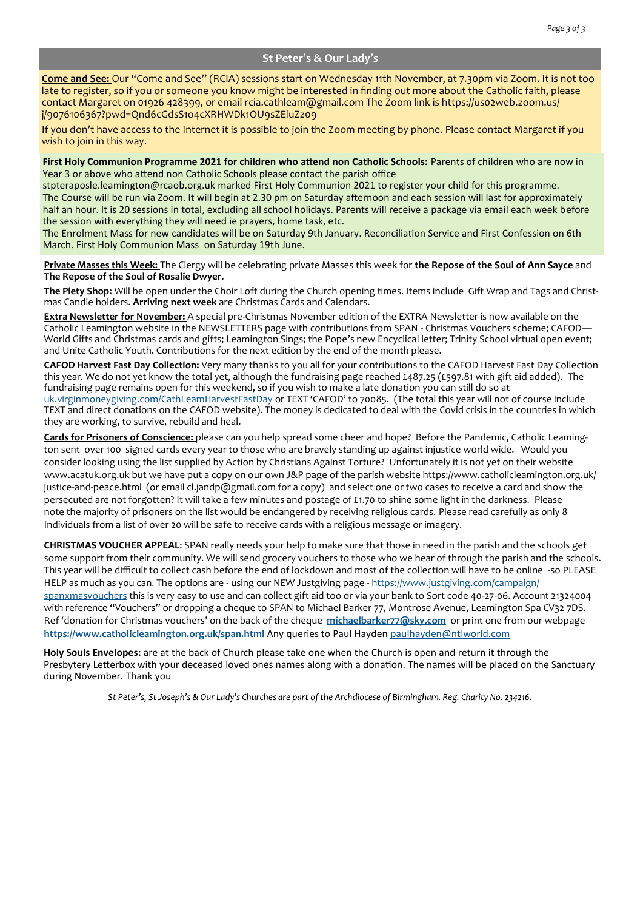## St Peter's & Our Lady's

**Come and See:** Our "Come and See" (RCIA) sessions start on Wednesday 11th November, at 7.30pm via Zoom. It is not too late to register, so if you or someone you know might be interested in finding out more about the Catholic faith, please contact Margaret on 01926 428399, or email rcia.cathleam@gmail.com The Zoom link is https://us02web.zoom.us/j/9076106367?pwd=Qnd6cGdsS104cXRHWDk1OU9sZEluZz09

If you don't have access to the Internet it is possible to join the Zoom meeting by phone. Please contact Margaret if you wish to join in this way.

**First Holy Communion Programme 2021 for children who attend non Catholic Schools:** Parents of children who are now in Year 3 or above who attend non Catholic Schools please contact the parish office stpeterapostle.leamington@rcaob.org.uk marked First Holy Communion 2021 to register your child for this programme.
The Course will be run via Zoom. It will begin at 2.30 pm on Saturday afternoon and each session will last for approximately half an hour. It is 20 sessions in total, excluding all school holidays. Parents will receive a package via email each week before the session with everything they will need ie prayers, home task, etc.
The Enrolment Mass for new candidates will be on Saturday 9th January. Reconciliation Service and First Confession on 6th March. First Holy Communion Mass on Saturday 19th June.

**Private Masses this Week:** The Clergy will be celebrating private Masses this week for **the Repose of the Soul of Ann Sayce** and **The Repose of the Soul of Rosalie Dwyer**.

**The Piety Shop:** Will be open under the Choir Loft during the Church opening times. Items include Gift Wrap and Tags and Christmas Candle holders. **Arriving next week** are Christmas Cards and Calendars.

**Extra Newsletter for November:** A special pre-Christmas November edition of the EXTRA Newsletter is now available on the Catholic Leamington website in the NEWSLETTERS page with contributions from SPAN - Christmas Vouchers scheme; CAFOD—World Gifts and Christmas cards and gifts; Leamington Sings; the Pope's new Encyclical letter; Trinity School virtual open event; and Unite Catholic Youth. Contributions for the next edition by the end of the month please.

**CAFOD Harvest Fast Day Collection:** Very many thanks to you all for your contributions to the CAFOD Harvest Fast Day Collection this year. We do not yet know the total yet, although the fundraising page reached £487.25 (£597.81 with gift aid added). The fundraising page remains open for this weekend, so if you wish to make a late donation you can still do so at uk.virginmoneygiving.com/CathLeamHarvestFastDay or TEXT 'CAFOD' to 70085. (The total this year will not of course include TEXT and direct donations on the CAFOD website). The money is dedicated to deal with the Covid crisis in the countries in which they are working, to survive, rebuild and heal.

**Cards for Prisoners of Conscience:** please can you help spread some cheer and hope? Before the Pandemic, Catholic Leamington sent over 100 signed cards every year to those who are bravely standing up against injustice world wide. Would you consider looking using the list supplied by Action by Christians Against Torture? Unfortunately it is not yet on their website www.acatuk.org.uk but we have put a copy on our own J&P page of the parish website https://www.catholicleamington.org.uk/justice-and-peace.html (or email cl.jandp@gmail.com for a copy) and select one or two cases to receive a card and show the persecuted are not forgotten? It will take a few minutes and postage of £1.70 to shine some light in the darkness. Please note the majority of prisoners on the list would be endangered by receiving religious cards. Please read carefully as only 8 Individuals from a list of over 20 will be safe to receive cards with a religious message or imagery.

**CHRISTMAS VOUCHER APPEAL**: SPAN really needs your help to make sure that those in need in the parish and the schools get some support from their community. We will send grocery vouchers to those who we hear of through the parish and the schools. This year will be difficult to collect cash before the end of lockdown and most of the collection will have to be online -so PLEASE HELP as much as you can. The options are - using our NEW Justgiving page - https://www.justgiving.com/campaign/spanxmasvouchers this is very easy to use and can collect gift aid too or via your bank to Sort code 40-27-06. Account 21324004 with reference "Vouchers" or dropping a cheque to SPAN to Michael Barker 77, Montrose Avenue, Leamington Spa CV32 7DS. Ref 'donation for Christmas vouchers' on the back of the cheque **michaelbarker77@sky.com** or print one from our webpage **https://www.catholicleamington.org.uk/span.html** Any queries to Paul Hayden paulhayden@ntlworld.com

**Holy Souls Envelopes:** are at the back of Church please take one when the Church is open and return it through the Presbytery Letterbox with your deceased loved ones names along with a donation. The names will be placed on the Sanctuary during November. Thank you

*St Peter's, St Joseph's & Our Lady's Churches are part of the Archdiocese of Birmingham. Reg. Charity No. 234216.*